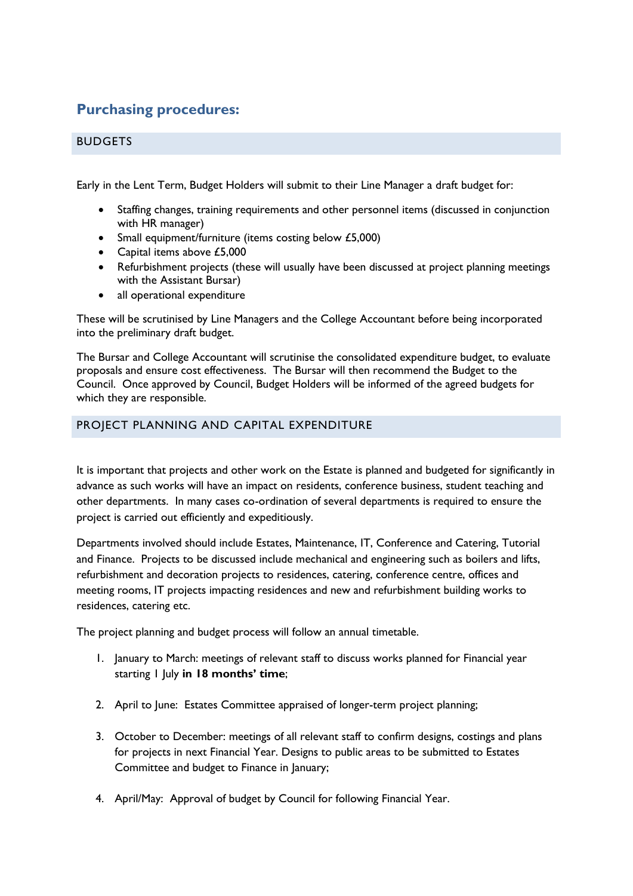# Purchasing procedures:

## BUDGETS

Early in the Lent Term, Budget Holders will submit to their Line Manager a draft budget for:

- Staffing changes, training requirements and other personnel items (discussed in conjunction with HR manager)
- Small equipment/furniture (items costing below £5,000)
- Capital items above £5,000
- Refurbishment projects (these will usually have been discussed at project planning meetings with the Assistant Bursar)
- all operational expenditure

These will be scrutinised by Line Managers and the College Accountant before being incorporated into the preliminary draft budget.

The Bursar and College Accountant will scrutinise the consolidated expenditure budget, to evaluate proposals and ensure cost effectiveness. The Bursar will then recommend the Budget to the Council. Once approved by Council, Budget Holders will be informed of the agreed budgets for which they are responsible.

## PROJECT PLANNING AND CAPITAL EXPENDITURE

It is important that projects and other work on the Estate is planned and budgeted for significantly in advance as such works will have an impact on residents, conference business, student teaching and other departments. In many cases co-ordination of several departments is required to ensure the project is carried out efficiently and expeditiously.

Departments involved should include Estates, Maintenance, IT, Conference and Catering, Tutorial and Finance. Projects to be discussed include mechanical and engineering such as boilers and lifts, refurbishment and decoration projects to residences, catering, conference centre, offices and meeting rooms, IT projects impacting residences and new and refurbishment building works to residences, catering etc.

The project planning and budget process will follow an annual timetable.

1. January to March: meetings of relevant staff to discuss works planned for Financial year starting 1 July **in 18 months' time**;

2. April to June: Estates Committee appraised of longer-term project planning;

3. October to December: meetings of all relevant staff to confirm designs, costings and plans for projects in next Financial Year. Designs to public areas to be submitted to Estates Committee and budget to Finance in January;

4. April/May: Approval of budget by Council for following Financial Year.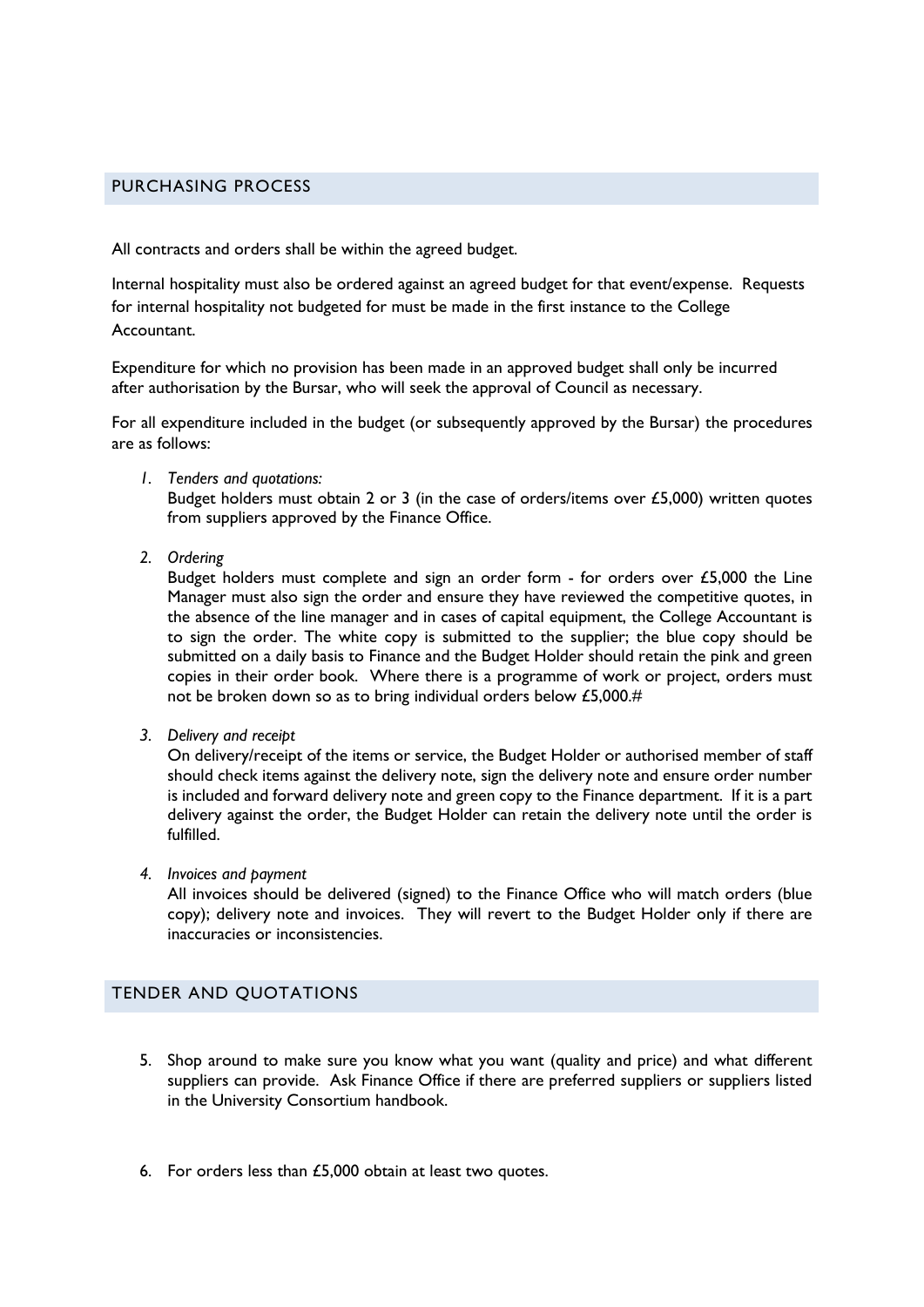## PURCHASING PROCESS

All contracts and orders shall be within the agreed budget.

Internal hospitality must also be ordered against an agreed budget for that event/expense. Requests for internal hospitality not budgeted for must be made in the first instance to the College Accountant.

Expenditure for which no provision has been made in an approved budget shall only be incurred after authorisation by the Bursar, who will seek the approval of Council as necessary.

For all expenditure included in the budget (or subsequently approved by the Bursar) the procedures are as follows:

1. *Tenders and quotations:*
   Budget holders must obtain 2 or 3 (in the case of orders/items over £5,000) written quotes from suppliers approved by the Finance Office.

2. *Ordering*
   Budget holders must complete and sign an order form - for orders over £5,000 the Line Manager must also sign the order and ensure they have reviewed the competitive quotes, in the absence of the line manager and in cases of capital equipment, the College Accountant is to sign the order. The white copy is submitted to the supplier; the blue copy should be submitted on a daily basis to Finance and the Budget Holder should retain the pink and green copies in their order book. Where there is a programme of work or project, orders must not be broken down so as to bring individual orders below £5,000.#

3. *Delivery and receipt*
   On delivery/receipt of the items or service, the Budget Holder or authorised member of staff should check items against the delivery note, sign the delivery note and ensure order number is included and forward delivery note and green copy to the Finance department. If it is a part delivery against the order, the Budget Holder can retain the delivery note until the order is fulfilled.

4. *Invoices and payment*
   All invoices should be delivered (signed) to the Finance Office who will match orders (blue copy); delivery note and invoices. They will revert to the Budget Holder only if there are inaccuracies or inconsistencies.

## TENDER AND QUOTATIONS

5. Shop around to make sure you know what you want (quality and price) and what different suppliers can provide. Ask Finance Office if there are preferred suppliers or suppliers listed in the University Consortium handbook.

6. For orders less than £5,000 obtain at least two quotes.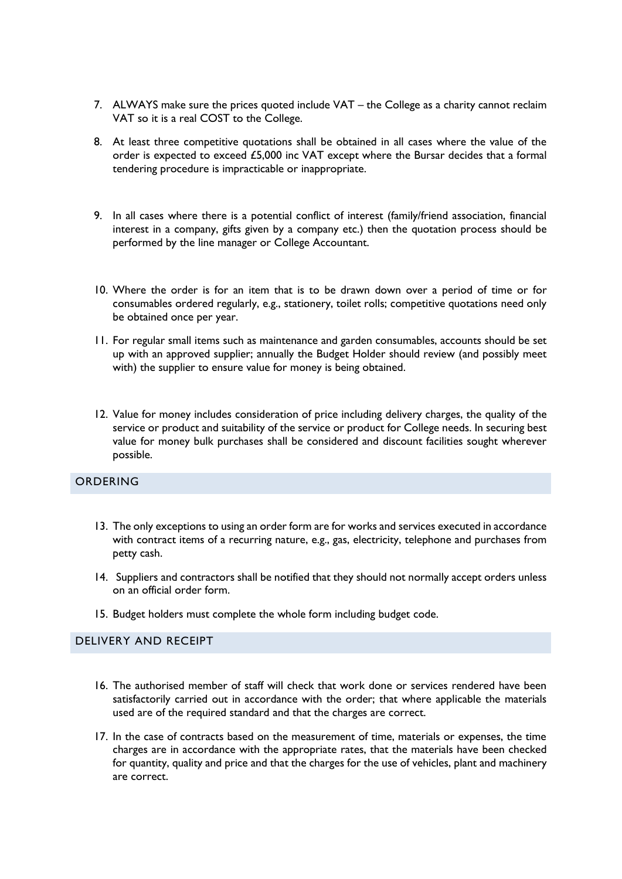7. ALWAYS make sure the prices quoted include VAT – the College as a charity cannot reclaim VAT so it is a real COST to the College.

8. At least three competitive quotations shall be obtained in all cases where the value of the order is expected to exceed £5,000 inc VAT except where the Bursar decides that a formal tendering procedure is impracticable or inappropriate.

9. In all cases where there is a potential conflict of interest (family/friend association, financial interest in a company, gifts given by a company etc.) then the quotation process should be performed by the line manager or College Accountant.

10. Where the order is for an item that is to be drawn down over a period of time or for consumables ordered regularly, e.g., stationery, toilet rolls; competitive quotations need only be obtained once per year.

11. For regular small items such as maintenance and garden consumables, accounts should be set up with an approved supplier; annually the Budget Holder should review (and possibly meet with) the supplier to ensure value for money is being obtained.

12. Value for money includes consideration of price including delivery charges, the quality of the service or product and suitability of the service or product for College needs. In securing best value for money bulk purchases shall be considered and discount facilities sought wherever possible.

## ORDERING

13. The only exceptions to using an order form are for works and services executed in accordance with contract items of a recurring nature, e.g., gas, electricity, telephone and purchases from petty cash.

14. Suppliers and contractors shall be notified that they should not normally accept orders unless on an official order form.

15. Budget holders must complete the whole form including budget code.

## DELIVERY AND RECEIPT

16. The authorised member of staff will check that work done or services rendered have been satisfactorily carried out in accordance with the order; that where applicable the materials used are of the required standard and that the charges are correct.

17. In the case of contracts based on the measurement of time, materials or expenses, the time charges are in accordance with the appropriate rates, that the materials have been checked for quantity, quality and price and that the charges for the use of vehicles, plant and machinery are correct.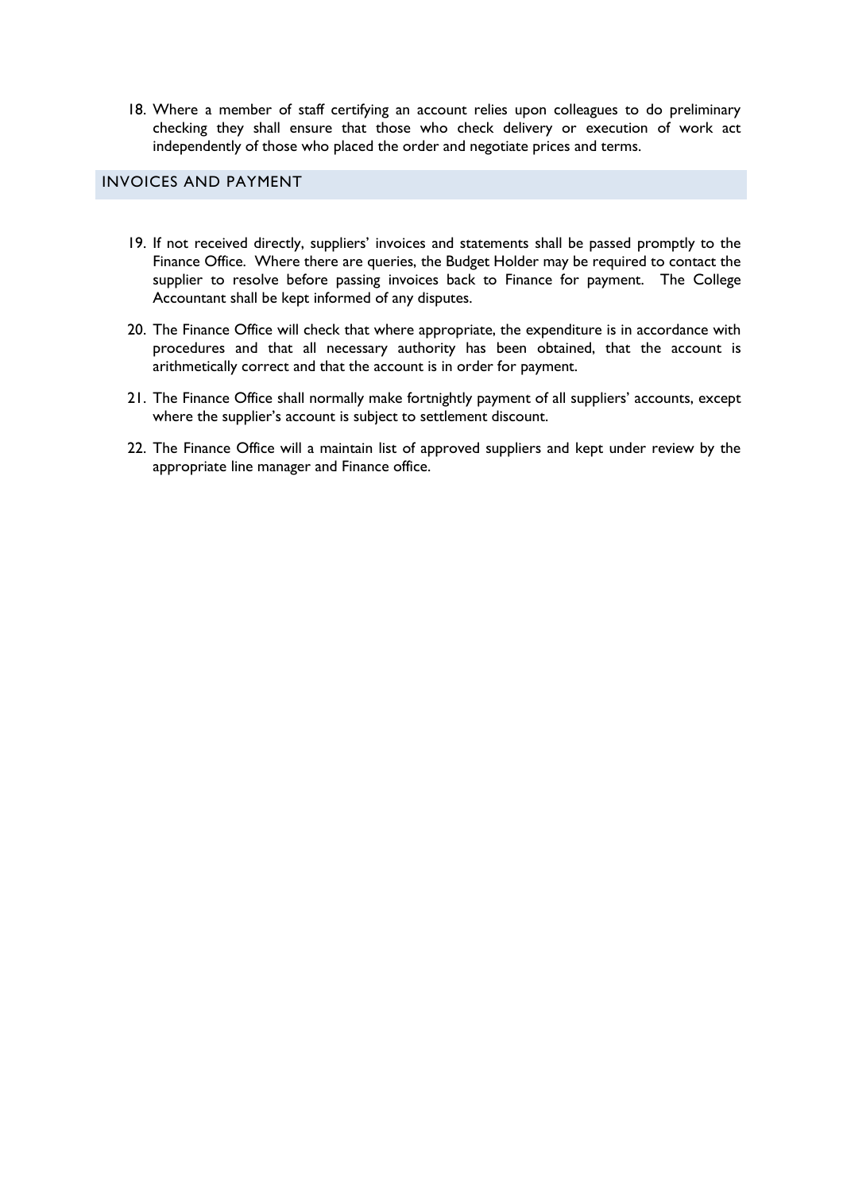18. Where a member of staff certifying an account relies upon colleagues to do preliminary checking they shall ensure that those who check delivery or execution of work act independently of those who placed the order and negotiate prices and terms.

## INVOICES AND PAYMENT

19. If not received directly, suppliers' invoices and statements shall be passed promptly to the Finance Office. Where there are queries, the Budget Holder may be required to contact the supplier to resolve before passing invoices back to Finance for payment. The College Accountant shall be kept informed of any disputes.

20. The Finance Office will check that where appropriate, the expenditure is in accordance with procedures and that all necessary authority has been obtained, that the account is arithmetically correct and that the account is in order for payment.

21. The Finance Office shall normally make fortnightly payment of all suppliers' accounts, except where the supplier's account is subject to settlement discount.

22. The Finance Office will a maintain list of approved suppliers and kept under review by the appropriate line manager and Finance office.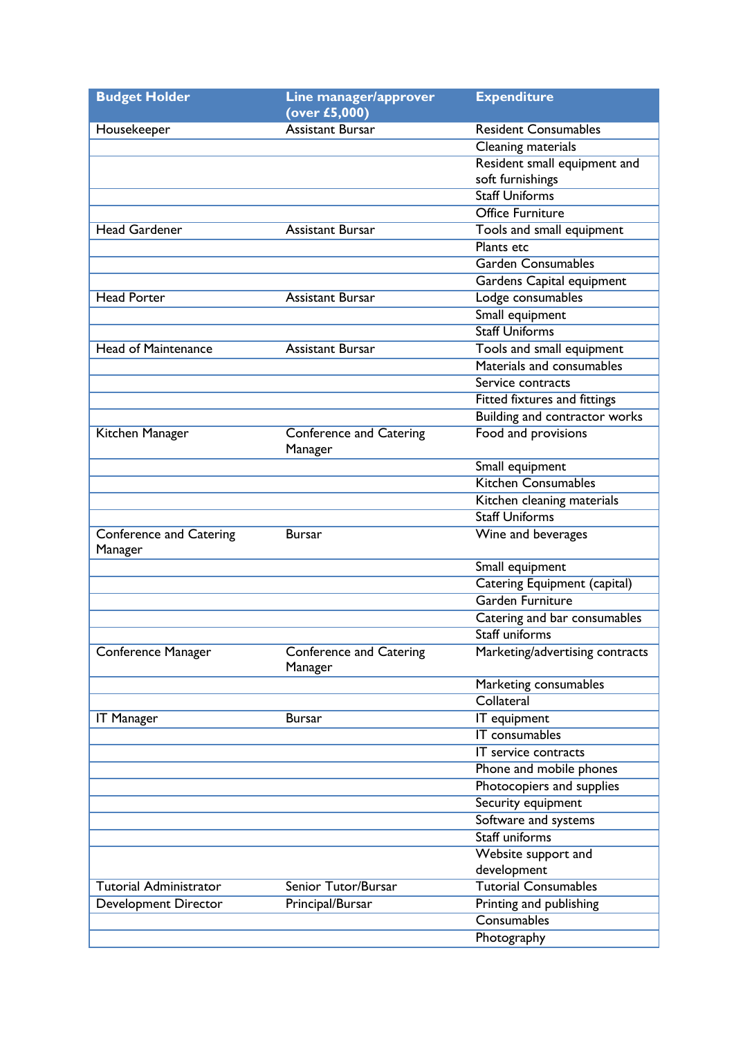| Budget Holder | Line manager/approver (over £5,000) | Expenditure |
|---|---|---|
| Housekeeper | Assistant Bursar | Resident Consumables |
| | | Cleaning materials |
| | | Resident small equipment and soft furnishings |
| | | Staff Uniforms |
| | | Office Furniture |
| Head Gardener | Assistant Bursar | Tools and small equipment |
| | | Plants etc |
| | | Garden Consumables |
| | | Gardens Capital equipment |
| Head Porter | Assistant Bursar | Lodge consumables |
| | | Small equipment |
| | | Staff Uniforms |
| Head of Maintenance | Assistant Bursar | Tools and small equipment |
| | | Materials and consumables |
| | | Service contracts |
| | | Fitted fixtures and fittings |
| | | Building and contractor works |
| Kitchen Manager | Conference and Catering Manager | Food and provisions |
| | | Small equipment |
| | | Kitchen Consumables |
| | | Kitchen cleaning materials |
| | | Staff Uniforms |
| Conference and Catering Manager | Bursar | Wine and beverages |
| | | Small equipment |
| | | Catering Equipment (capital) |
| | | Garden Furniture |
| | | Catering and bar consumables |
| | | Staff uniforms |
| Conference Manager | Conference and Catering Manager | Marketing/advertising contracts |
| | | Marketing consumables |
| | | Collateral |
| IT Manager | Bursar | IT equipment |
| | | IT consumables |
| | | IT service contracts |
| | | Phone and mobile phones |
| | | Photocopiers and supplies |
| | | Security equipment |
| | | Software and systems |
| | | Staff uniforms |
| | | Website support and development |
| Tutorial Administrator | Senior Tutor/Bursar | Tutorial Consumables |
| Development Director | Principal/Bursar | Printing and publishing |
| | | Consumables |
| | | Photography |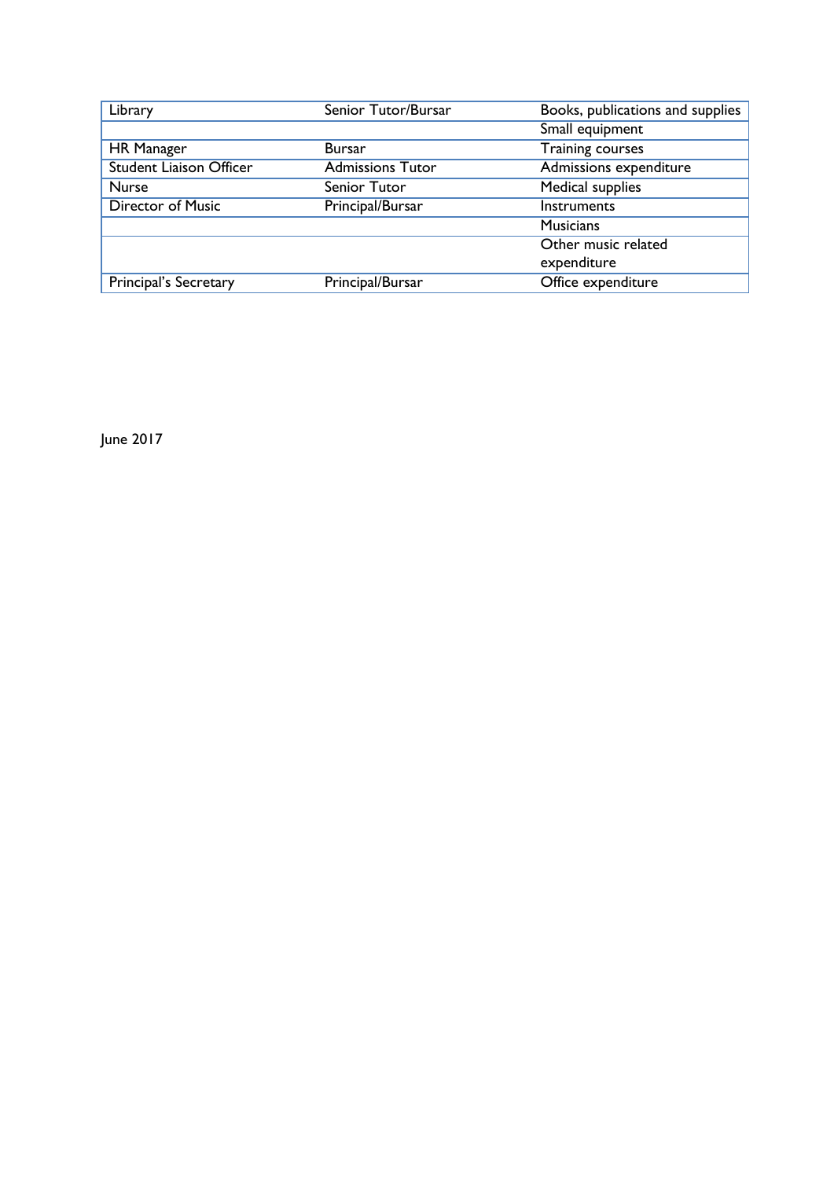| | | |
|---|---|---|
| Library | Senior Tutor/Bursar | Books, publications and supplies |
| | | Small equipment |
| HR Manager | Bursar | Training courses |
| Student Liaison Officer | Admissions Tutor | Admissions expenditure |
| Nurse | Senior Tutor | Medical supplies |
| Director of Music | Principal/Bursar | Instruments |
| | | Musicians |
| | | Other music related expenditure |
| Principal's Secretary | Principal/Bursar | Office expenditure |

June 2017